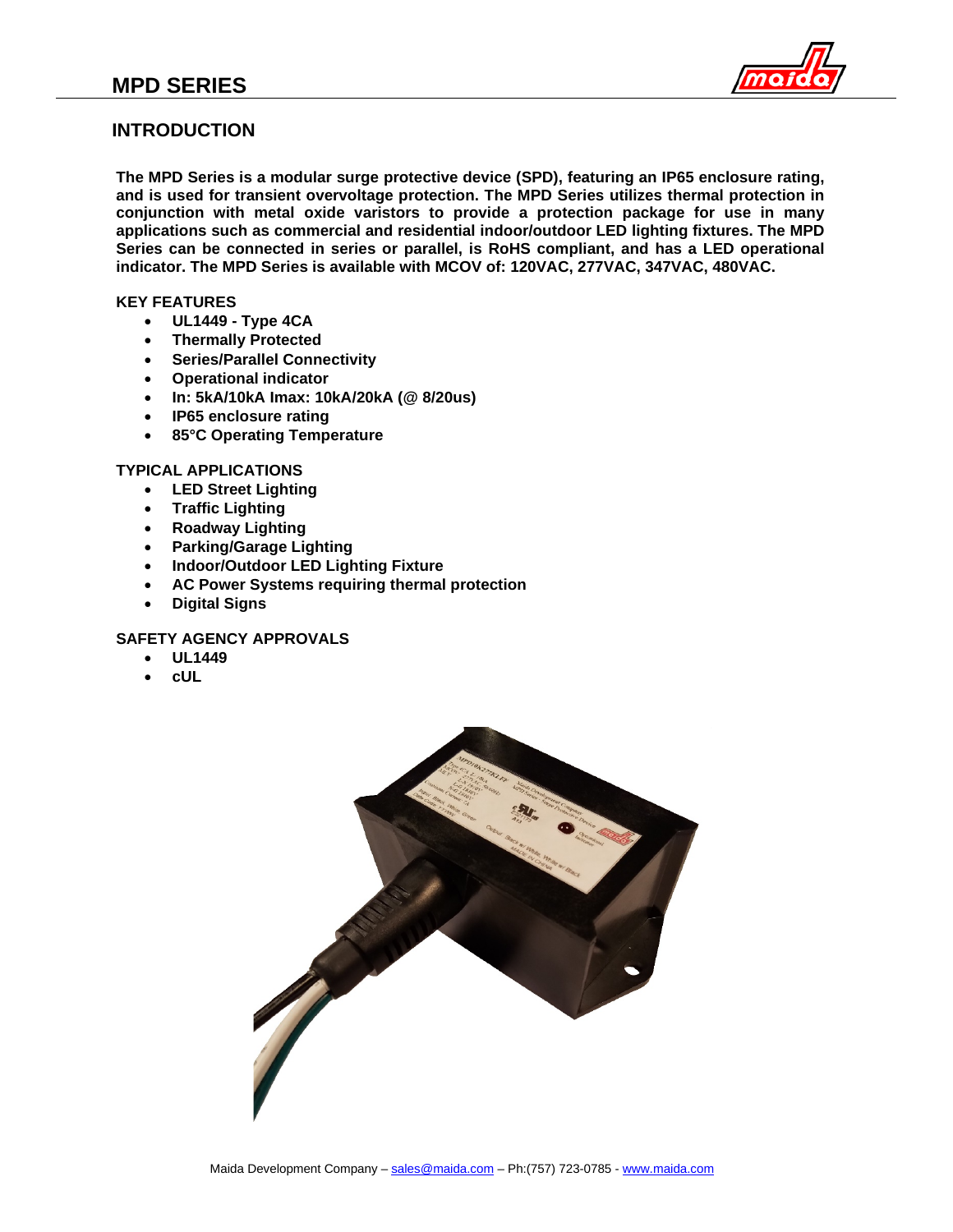# MPD SERIES

## INTRODUCTION

**The MPD Series is a modular surge protective device (SPD), featuring an IP65 enclosure rating, and is used for transient overvoltage protection. The MPD Series utilizes thermal protection in conjunction with metal oxide varistors to provide a protection package for use in many applications such as commercial and residential indoor/outdoor LED lighting fixtures. The MPD Series can be connected in series or parallel, is RoHS compliant, and has a LED operational indicator. The MPD Series is available with MCOV of: 120VAC, 277VAC, 347VAC, 480VAC.**

### KEY FEATURES

- **UL1449 - Type 4CA**
- **Thermally Protected**
- **Series/Parallel Connectivity**
- **Operational indicator**
- **In: 5kA/10kA Imax: 10kA/20kA (@ 8/20us)**
- **IP65 enclosure rating**
- **85°C Operating Temperature**

### TYPICAL APPLICATIONS

- **LED Street Lighting**
- **Traffic Lighting**
- **Roadway Lighting**
- **Parking/Garage Lighting**
- **Indoor/Outdoor LED Lighting Fixture**
- **AC Power Systems requiring thermal protection**
- **Digital Signs**

### SAFETY AGENCY APPROVALS

- **UL1449**
- **cUL**

Maida Development Company – sales@maida.com – Ph:(757) 723-0785 - www.maida.com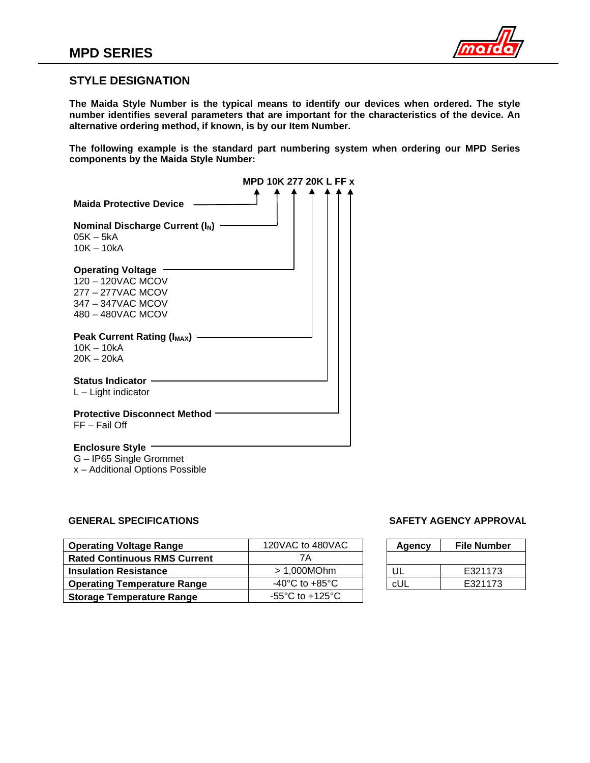## MPD SERIES

### STYLE DESIGNATION

**The Maida Style Number is the typical means to identify our devices when ordered. The style number identifies several parameters that are important for the characteristics of the device. An alternative ordering method, if known, is by our Item Number.**

**The following example is the standard part numbering system when ordering our MPD Series components by the Maida Style Number:**

**MPD 10K 277 20K L FF x**

**Maida Protective Device**

**Nominal Discharge Current ($I_N$)**
05K – 5kA
10K – 10kA

**Operating Voltage**
120 – 120VAC MCOV
277 – 277VAC MCOV
347 – 347VAC MCOV
480 – 480VAC MCOV

**Peak Current Rating ($I_{MAX}$)**
10K – 10kA
20K – 20kA

**Status Indicator**
L – Light indicator

**Protective Disconnect Method**
FF – Fail Off

**Enclosure Style**
G – IP65 Single Grommet
x – Additional Options Possible

### GENERAL SPECIFICATIONS

| | |
|---|---|
| **Operating Voltage Range** | 120VAC to 480VAC |
| **Rated Continuous RMS Current** | 7A |
| **Insulation Resistance** | > 1,000MOhm |
| **Operating Temperature Range** | -40°C to +85°C |
| **Storage Temperature Range** | -55°C to +125°C |

### SAFETY AGENCY APPROVAL

| Agency | File Number |
|---|---|
| | |
| UL | E321173 |
| cUL | E321173 |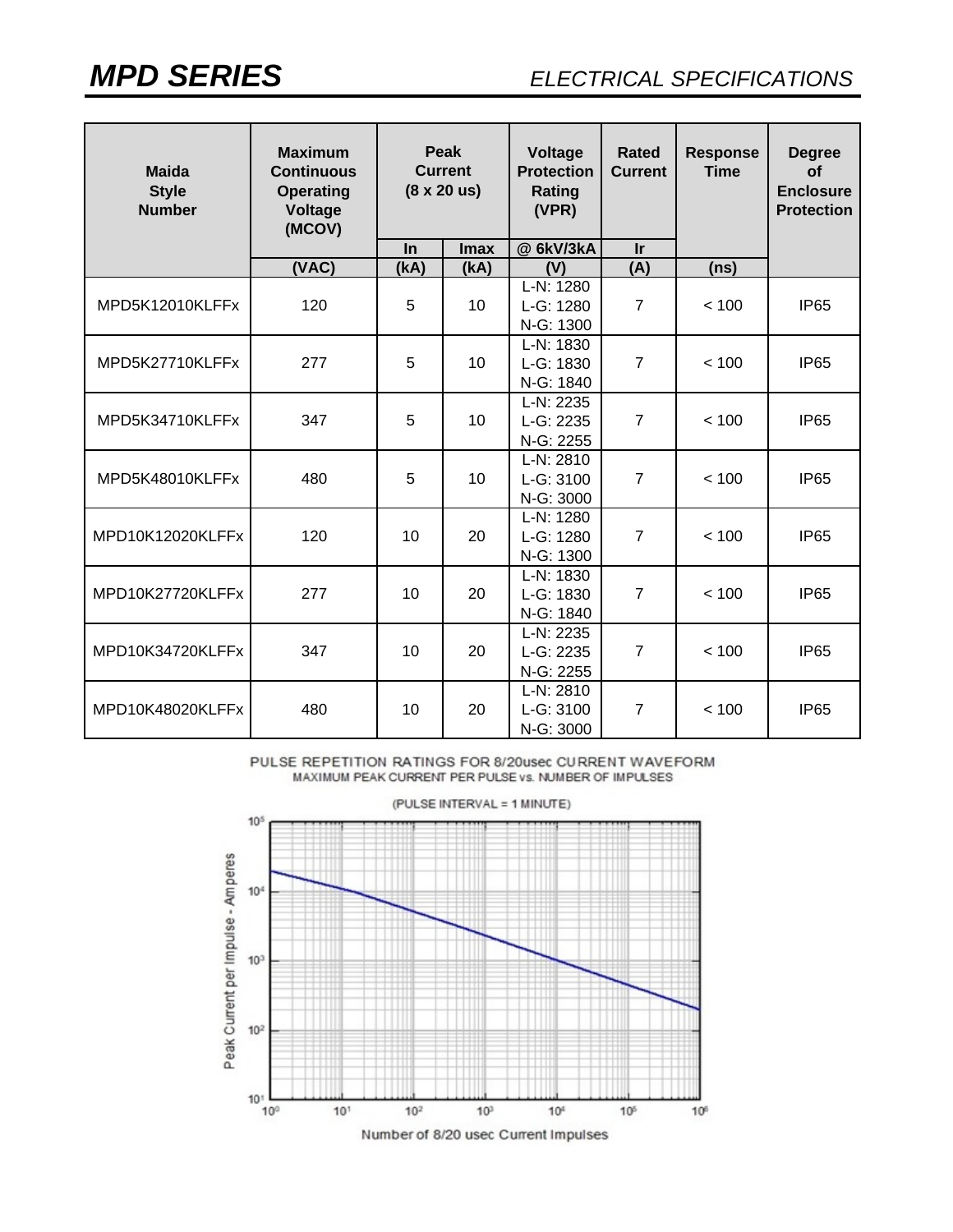# MPD SERIES

*ELECTRICAL SPECIFICATIONS*

| Maida Style Number | Maximum Continuous Operating Voltage (MCOV) | Peak Current (8 x 20 us) | | Voltage Protection Rating (VPR) | Rated Current | Response Time | Degree of Enclosure Protection |
|---|---|---|---|---|---|---|---|
| | | In | Imax | @ 6kV/3kA | Ir | | |
| | (VAC) | (kA) | (kA) | (V) | (A) | (ns) | |
| MPD5K12010KLFFx | 120 | 5 | 10 | L-N: 1280<br>L-G: 1280<br>N-G: 1300 | 7 | < 100 | IP65 |
| MPD5K27710KLFFx | 277 | 5 | 10 | L-N: 1830<br>L-G: 1830<br>N-G: 1840 | 7 | < 100 | IP65 |
| MPD5K34710KLFFx | 347 | 5 | 10 | L-N: 2235<br>L-G: 2235<br>N-G: 2255 | 7 | < 100 | IP65 |
| MPD5K48010KLFFx | 480 | 5 | 10 | L-N: 2810<br>L-G: 3100<br>N-G: 3000 | 7 | < 100 | IP65 |
| MPD10K12020KLFFx | 120 | 10 | 20 | L-N: 1280<br>L-G: 1280<br>N-G: 1300 | 7 | < 100 | IP65 |
| MPD10K27720KLFFx | 277 | 10 | 20 | L-N: 1830<br>L-G: 1830<br>N-G: 1840 | 7 | < 100 | IP65 |
| MPD10K34720KLFFx | 347 | 10 | 20 | L-N: 2235<br>L-G: 2235<br>N-G: 2255 | 7 | < 100 | IP65 |
| MPD10K48020KLFFx | 480 | 10 | 20 | L-N: 2810<br>L-G: 3100<br>N-G: 3000 | 7 | < 100 | IP65 |

PULSE REPETITION RATINGS FOR 8/20usec CURRENT WAVEFORM

MAXIMUM PEAK CURRENT PER PULSE vs. NUMBER OF IMPULSES

(PULSE INTERVAL = 1 MINUTE)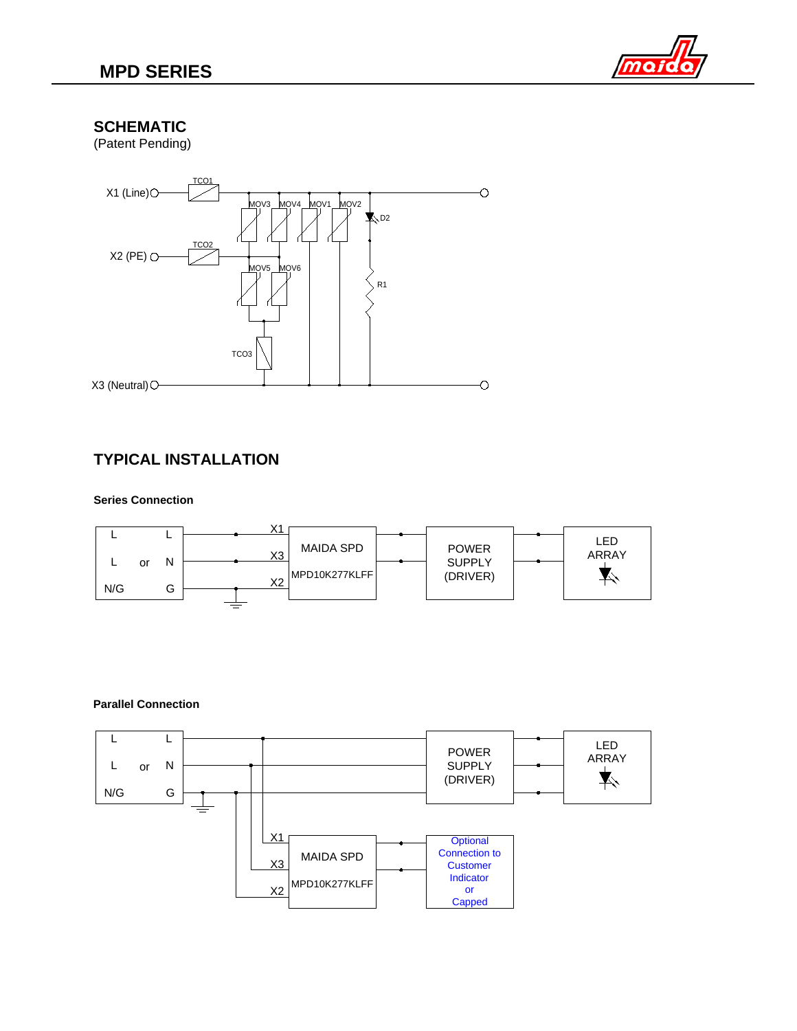## SCHEMATIC

(Patent Pending)

X1 (Line) TCO1 MOV3 MOV4 MOV1 MOV2 D2

X2 (PE) TCO2 MOV5 MOV6 R1

TCO3

X3 (Neutral)

## TYPICAL INSTALLATION

**Series Connection**

L L
L or N
N/G G

X1
X3
X2

MAIDA SPD
MPD10K277KLFF

POWER SUPPLY (DRIVER)

LED ARRAY

**Parallel Connection**

L L
L or N
N/G G

POWER SUPPLY (DRIVER)

LED ARRAY

X1
X3
X2

MAIDA SPD
MPD10K277KLFF

Optional Connection to Customer Indicator or Capped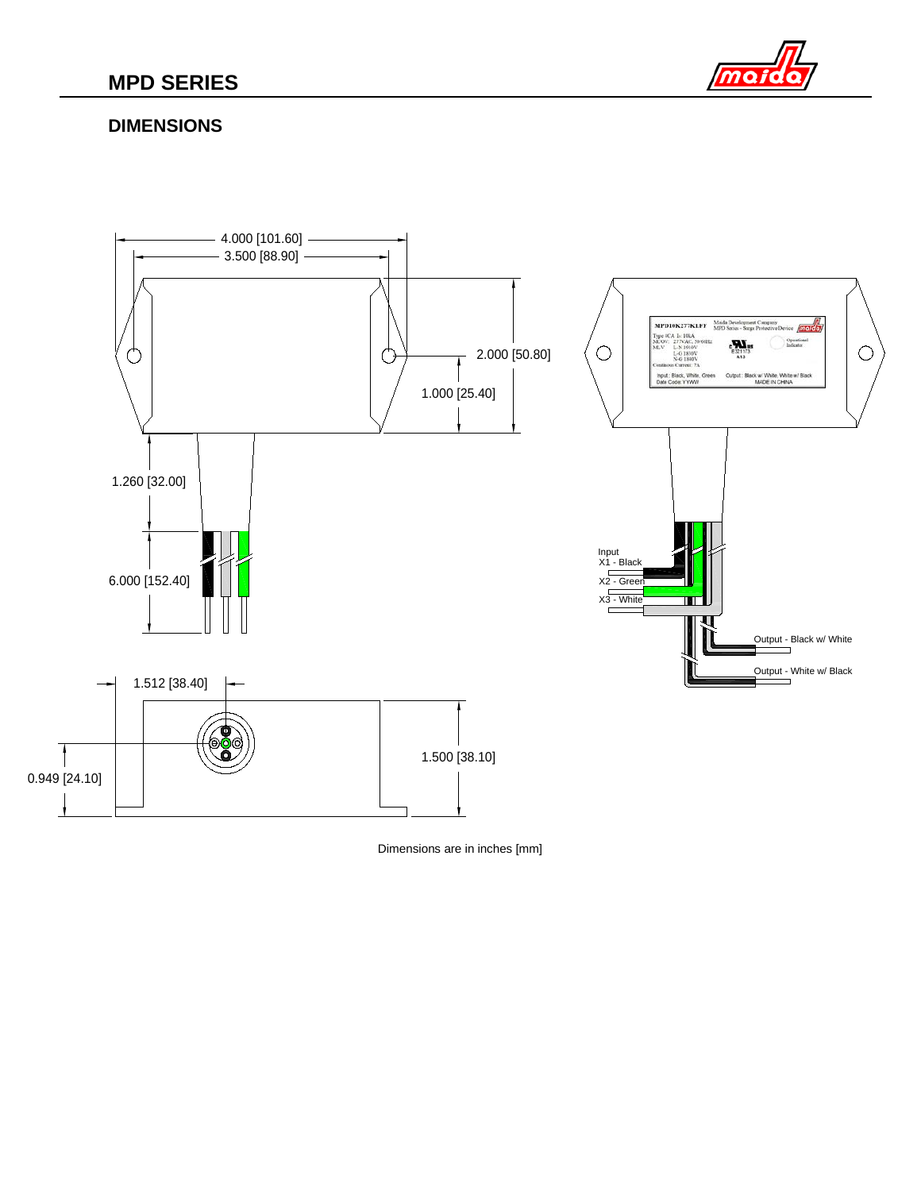## MPD SERIES

### DIMENSIONS

4.000 [101.60]

3.500 [88.90]

2.000 [50.80]

1.000 [25.40]

1.260 [32.00]

6.000 [152.40]

1.512 [38.40]

0.949 [24.10]

1.500 [38.10]

MPD10K277KLFT

Maida Development Company
MPD Series - Surge Protective Device

Type 1CA I: 10kA
MCOV: 277VAC, 50/60Hz
MLV: L-N 1910V
L-G 1830V
N-G 1840V
Continuous Current: 7A

E321173

Operational Indicator

Input: Black, White, Green
Date Code: YYWW

Output: Black w/ White, White w/ Black
MADE IN CHINA

Input
X1 - Black
X2 - Green
X3 - White

Output - Black w/ White

Output - White w/ Black

Dimensions are in inches [mm]